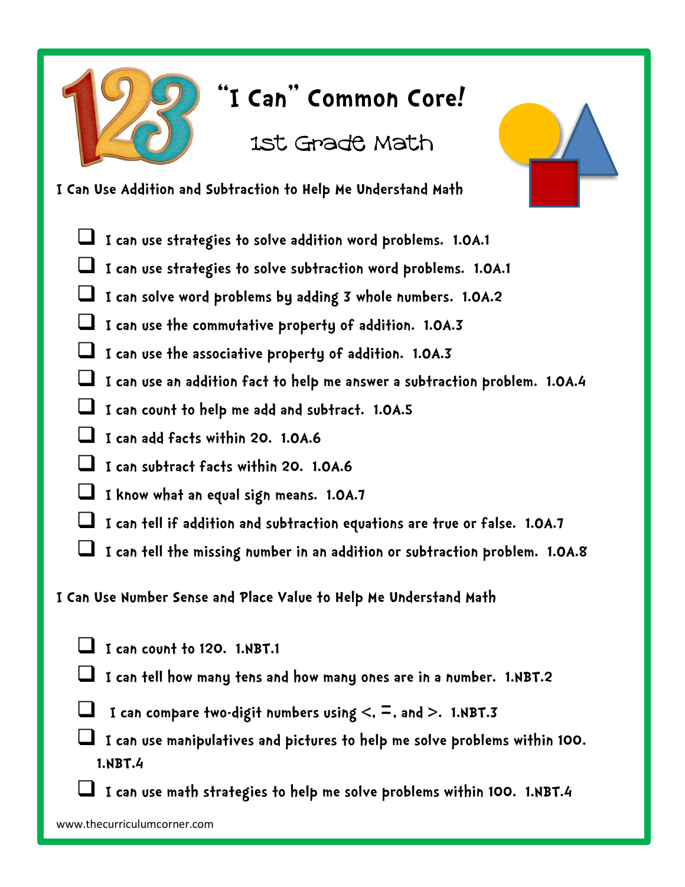# "I Can" Common Core!

## 1st Grade Math

### I Can Use Addition and Subtraction to Help Me Understand Math

- ❑ I can use strategies to solve addition word problems. 1.OA.1
- ❑ I can use strategies to solve subtraction word problems. 1.OA.1
- ❑ I can solve word problems by adding 3 whole numbers. 1.OA.2
- ❑ I can use the commutative property of addition. 1.OA.3
- ❑ I can use the associative property of addition. 1.OA.3
- ❑ I can use an addition fact to help me answer a subtraction problem. 1.OA.4
- ❑ I can count to help me add and subtract. 1.OA.5
- ❑ I can add facts within 20. 1.OA.6
- ❑ I can subtract facts within 20. 1.OA.6
- ❑ I know what an equal sign means. 1.OA.7
- ❑ I can tell if addition and subtraction equations are true or false. 1.OA.7
- ❑ I can tell the missing number in an addition or subtraction problem. 1.OA.8

### I Can Use Number Sense and Place Value to Help Me Understand Math

- ❑ I can count to 120. 1.NBT.1
- ❑ I can tell how many tens and how many ones are in a number. 1.NBT.2
- ❑ I can compare two-digit numbers using <, =, and >. 1.NBT.3
- ❑ I can use manipulatives and pictures to help me solve problems within 100. 1.NBT.4
- ❑ I can use math strategies to help me solve problems within 100. 1.NBT.4

www.thecurriculumcorner.com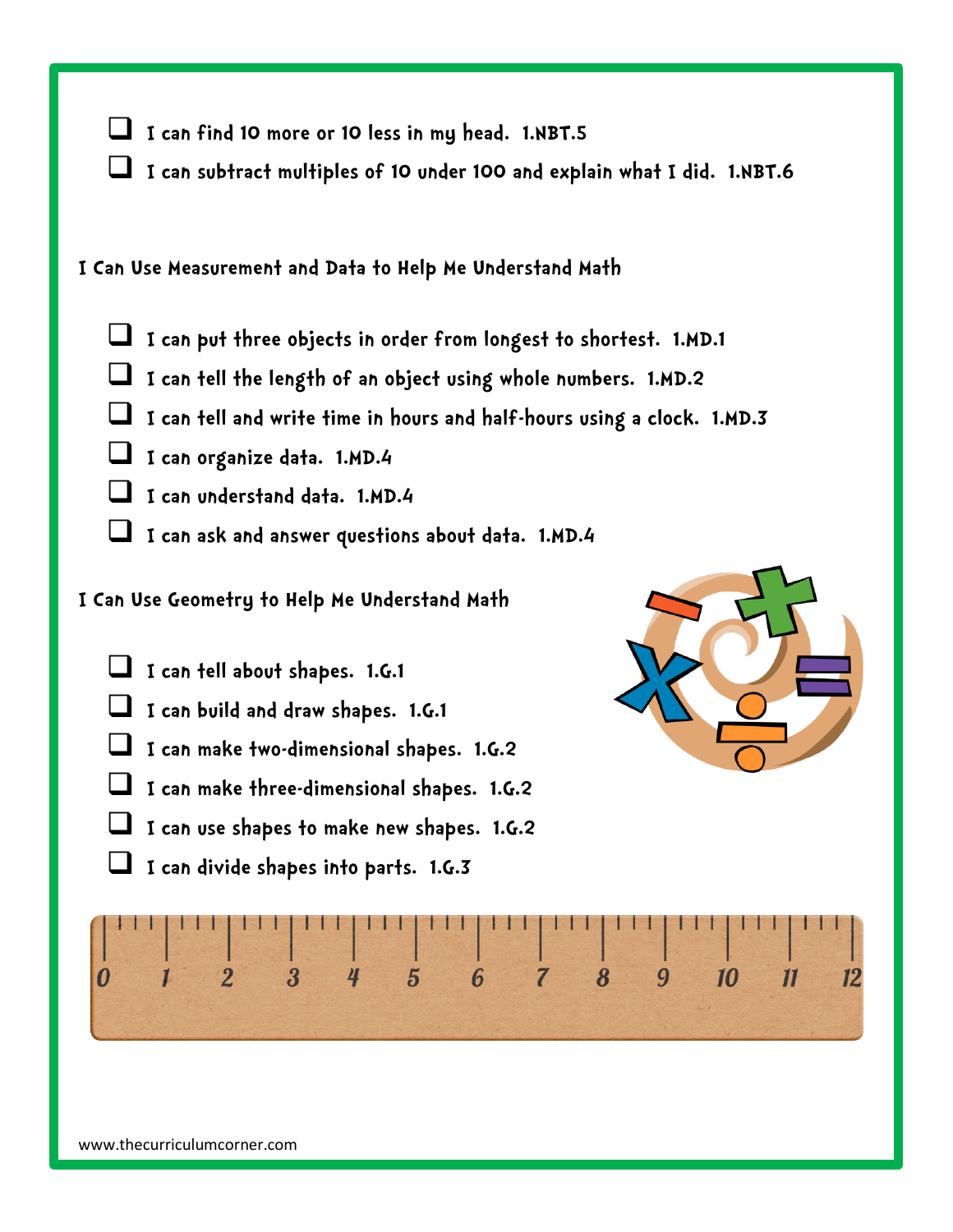- [ ] I can find 10 more or 10 less in my head. 1.NBT.5
- [ ] I can subtract multiples of 10 under 100 and explain what I did. 1.NBT.6

## I Can Use Measurement and Data to Help Me Understand Math

- [ ] I can put three objects in order from longest to shortest. 1.MD.1
- [ ] I can tell the length of an object using whole numbers. 1.MD.2
- [ ] I can tell and write time in hours and half-hours using a clock. 1.MD.3
- [ ] I can organize data. 1.MD.4
- [ ] I can understand data. 1.MD.4
- [ ] I can ask and answer questions about data. 1.MD.4

## I Can Use Geometry to Help Me Understand Math

- [ ] I can tell about shapes. 1.G.1
- [ ] I can build and draw shapes. 1.G.1
- [ ] I can make two-dimensional shapes. 1.G.2
- [ ] I can make three-dimensional shapes. 1.G.2
- [ ] I can use shapes to make new shapes. 1.G.2
- [ ] I can divide shapes into parts. 1.G.3

0 1 2 3 4 5 6 7 8 9 10 11 12

www.thecurriculumcorner.com